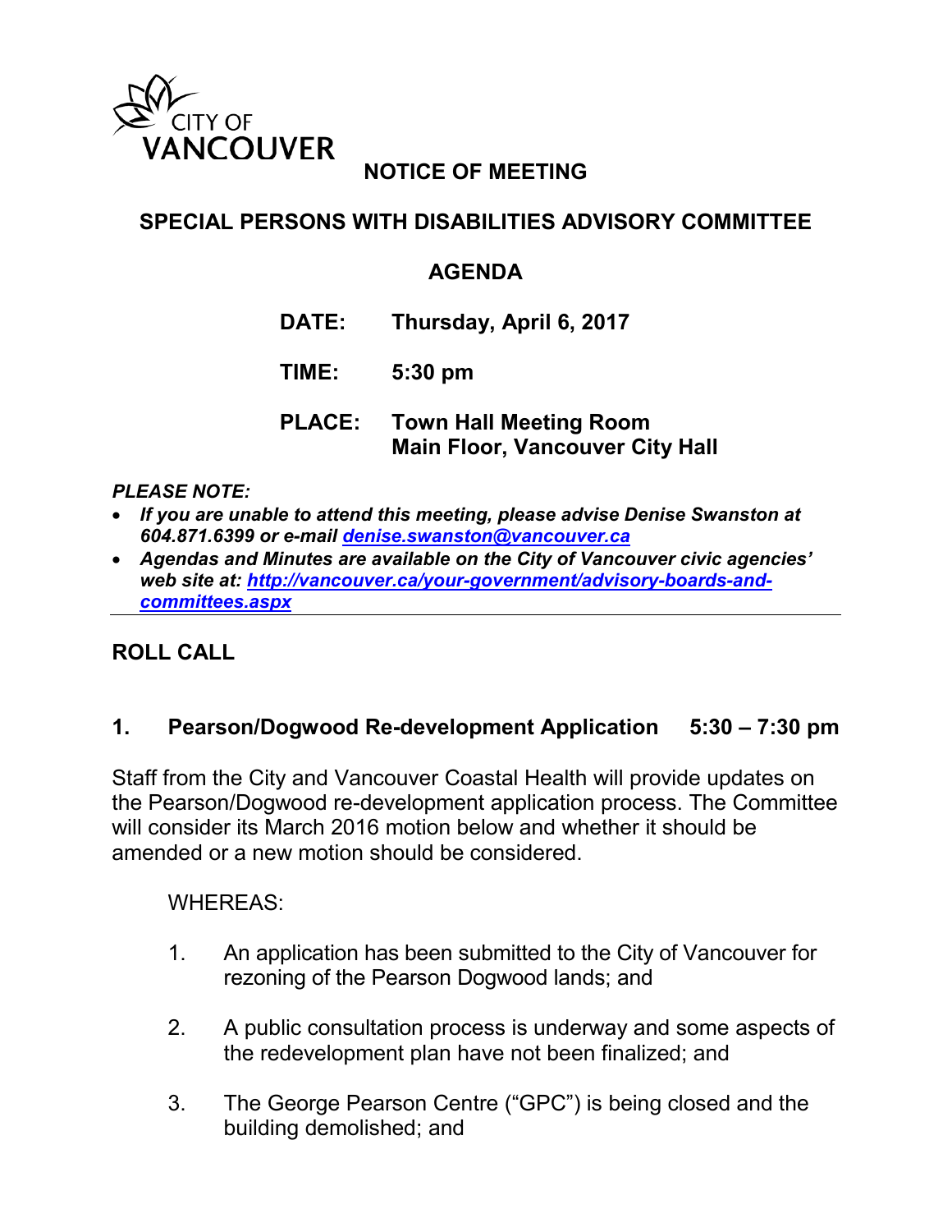CITY OF VANCOUVER

# NOTICE OF MEETING

## SPECIAL PERSONS WITH DISABILITIES ADVISORY COMMITTEE

## AGENDA

**DATE:** **Thursday, April 6, 2017**

**TIME:** **5:30 pm**

**PLACE:** **Town Hall Meeting Room**
**Main Floor, Vancouver City Hall**

***PLEASE NOTE:***

- ***If you are unable to attend this meeting, please advise Denise Swanston at 604.871.6399 or e-mail [denise.swanston@vancouver.ca](mailto:denise.swanston@vancouver.ca)***
- ***Agendas and Minutes are available on the City of Vancouver civic agencies' web site at: [http://vancouver.ca/your-government/advisory-boards-and-committees.aspx](http://vancouver.ca/your-government/advisory-boards-and-committees.aspx)***

---

## ROLL CALL

### 1. Pearson/Dogwood Re-development Application 5:30 – 7:30 pm

Staff from the City and Vancouver Coastal Health will provide updates on the Pearson/Dogwood re-development application process. The Committee will consider its March 2016 motion below and whether it should be amended or a new motion should be considered.

WHEREAS:

1. An application has been submitted to the City of Vancouver for rezoning of the Pearson Dogwood lands; and

2. A public consultation process is underway and some aspects of the redevelopment plan have not been finalized; and

3. The George Pearson Centre ("GPC") is being closed and the building demolished; and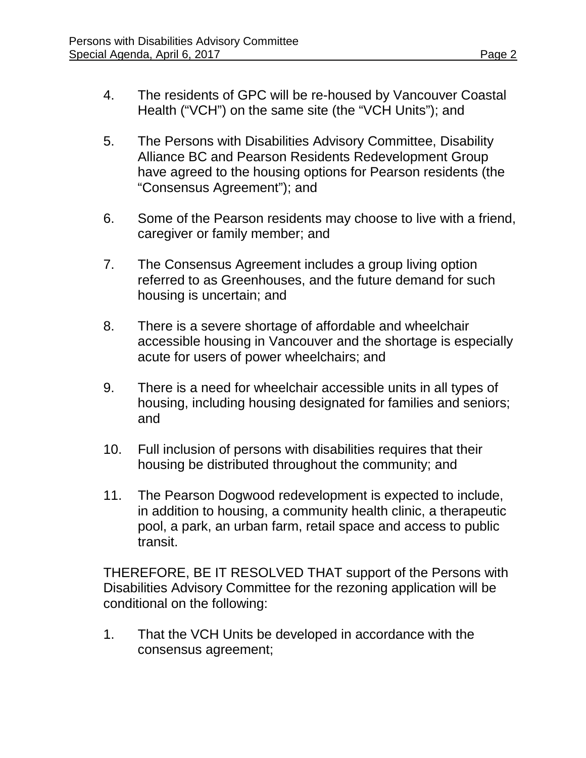4. The residents of GPC will be re-housed by Vancouver Coastal Health ("VCH") on the same site (the "VCH Units"); and

5. The Persons with Disabilities Advisory Committee, Disability Alliance BC and Pearson Residents Redevelopment Group have agreed to the housing options for Pearson residents (the "Consensus Agreement"); and

6. Some of the Pearson residents may choose to live with a friend, caregiver or family member; and

7. The Consensus Agreement includes a group living option referred to as Greenhouses, and the future demand for such housing is uncertain; and

8. There is a severe shortage of affordable and wheelchair accessible housing in Vancouver and the shortage is especially acute for users of power wheelchairs; and

9. There is a need for wheelchair accessible units in all types of housing, including housing designated for families and seniors; and

10. Full inclusion of persons with disabilities requires that their housing be distributed throughout the community; and

11. The Pearson Dogwood redevelopment is expected to include, in addition to housing, a community health clinic, a therapeutic pool, a park, an urban farm, retail space and access to public transit.

THEREFORE, BE IT RESOLVED THAT support of the Persons with Disabilities Advisory Committee for the rezoning application will be conditional on the following:

1. That the VCH Units be developed in accordance with the consensus agreement;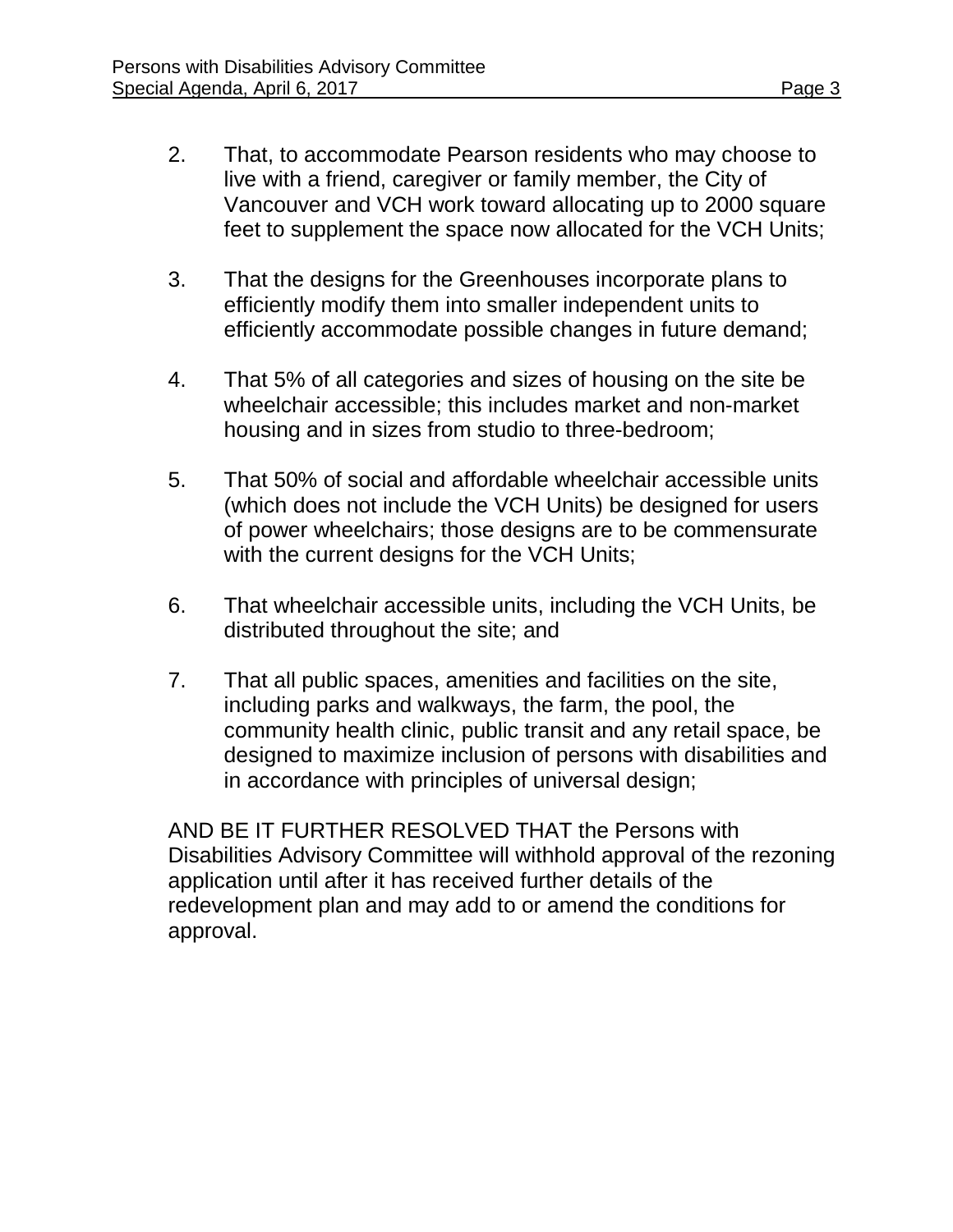2. That, to accommodate Pearson residents who may choose to live with a friend, caregiver or family member, the City of Vancouver and VCH work toward allocating up to 2000 square feet to supplement the space now allocated for the VCH Units;

3. That the designs for the Greenhouses incorporate plans to efficiently modify them into smaller independent units to efficiently accommodate possible changes in future demand;

4. That 5% of all categories and sizes of housing on the site be wheelchair accessible; this includes market and non-market housing and in sizes from studio to three-bedroom;

5. That 50% of social and affordable wheelchair accessible units (which does not include the VCH Units) be designed for users of power wheelchairs; those designs are to be commensurate with the current designs for the VCH Units;

6. That wheelchair accessible units, including the VCH Units, be distributed throughout the site; and

7. That all public spaces, amenities and facilities on the site, including parks and walkways, the farm, the pool, the community health clinic, public transit and any retail space, be designed to maximize inclusion of persons with disabilities and in accordance with principles of universal design;

AND BE IT FURTHER RESOLVED THAT the Persons with Disabilities Advisory Committee will withhold approval of the rezoning application until after it has received further details of the redevelopment plan and may add to or amend the conditions for approval.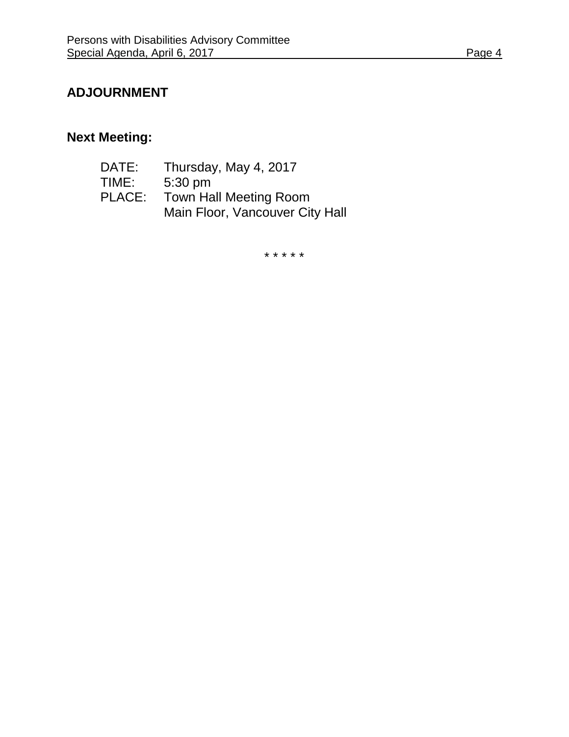## ADJOURNMENT

## Next Meeting:

DATE: Thursday, May 4, 2017
TIME: 5:30 pm
PLACE: Town Hall Meeting Room
Main Floor, Vancouver City Hall

* * * * *